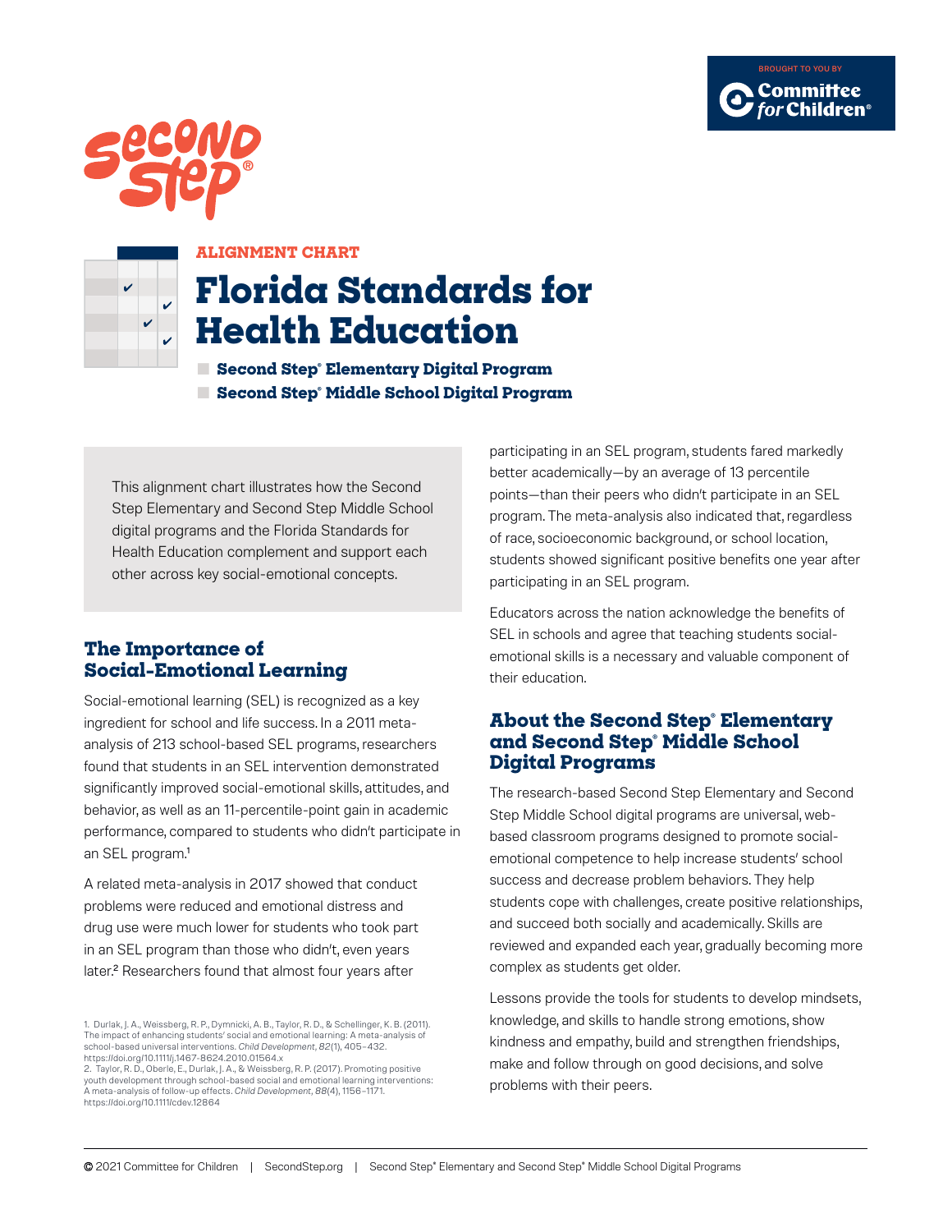BROUGHT TO YOU BY Committee for Children®

Second Step®

ALIGNMENT CHART

# Florida Standards for Health Education

- **Second Step® Elementary Digital Program**
- **Second Step® Middle School Digital Program**

This alignment chart illustrates how the Second Step Elementary and Second Step Middle School digital programs and the Florida Standards for Health Education complement and support each other across key social-emotional concepts.

## The Importance of Social-Emotional Learning

Social-emotional learning (SEL) is recognized as a key ingredient for school and life success. In a 2011 meta-analysis of 213 school-based SEL programs, researchers found that students in an SEL intervention demonstrated significantly improved social-emotional skills, attitudes, and behavior, as well as an 11-percentile-point gain in academic performance, compared to students who didn't participate in an SEL program.[1]

A related meta-analysis in 2017 showed that conduct problems were reduced and emotional distress and drug use were much lower for students who took part in an SEL program than those who didn't, even years later.[2] Researchers found that almost four years after participating in an SEL program, students fared markedly better academically—by an average of 13 percentile points—than their peers who didn't participate in an SEL program. The meta-analysis also indicated that, regardless of race, socioeconomic background, or school location, students showed significant positive benefits one year after participating in an SEL program.

Educators across the nation acknowledge the benefits of SEL in schools and agree that teaching students social-emotional skills is a necessary and valuable component of their education.

## About the Second Step® Elementary and Second Step® Middle School Digital Programs

The research-based Second Step Elementary and Second Step Middle School digital programs are universal, web-based classroom programs designed to promote social-emotional competence to help increase students' school success and decrease problem behaviors. They help students cope with challenges, create positive relationships, and succeed both socially and academically. Skills are reviewed and expanded each year, gradually becoming more complex as students get older.

Lessons provide the tools for students to develop mindsets, knowledge, and skills to handle strong emotions, show kindness and empathy, build and strengthen friendships, make and follow through on good decisions, and solve problems with their peers.

1. Durlak, J. A., Weissberg, R. P., Dymnicki, A. B., Taylor, R. D., & Schellinger, K. B. (2011). The impact of enhancing students' social and emotional learning: A meta-analysis of school-based universal interventions. *Child Development, 82*(1), 405–432. https://doi.org/10.1111/j.1467-8624.2010.01564.x
2. Taylor, R. D., Oberle, E., Durlak, J. A., & Weissberg, R. P. (2017). Promoting positive youth development through school-based social and emotional learning interventions: A meta-analysis of follow-up effects. *Child Development, 88*(4), 1156–1171. https://doi.org/10.1111/cdev.12864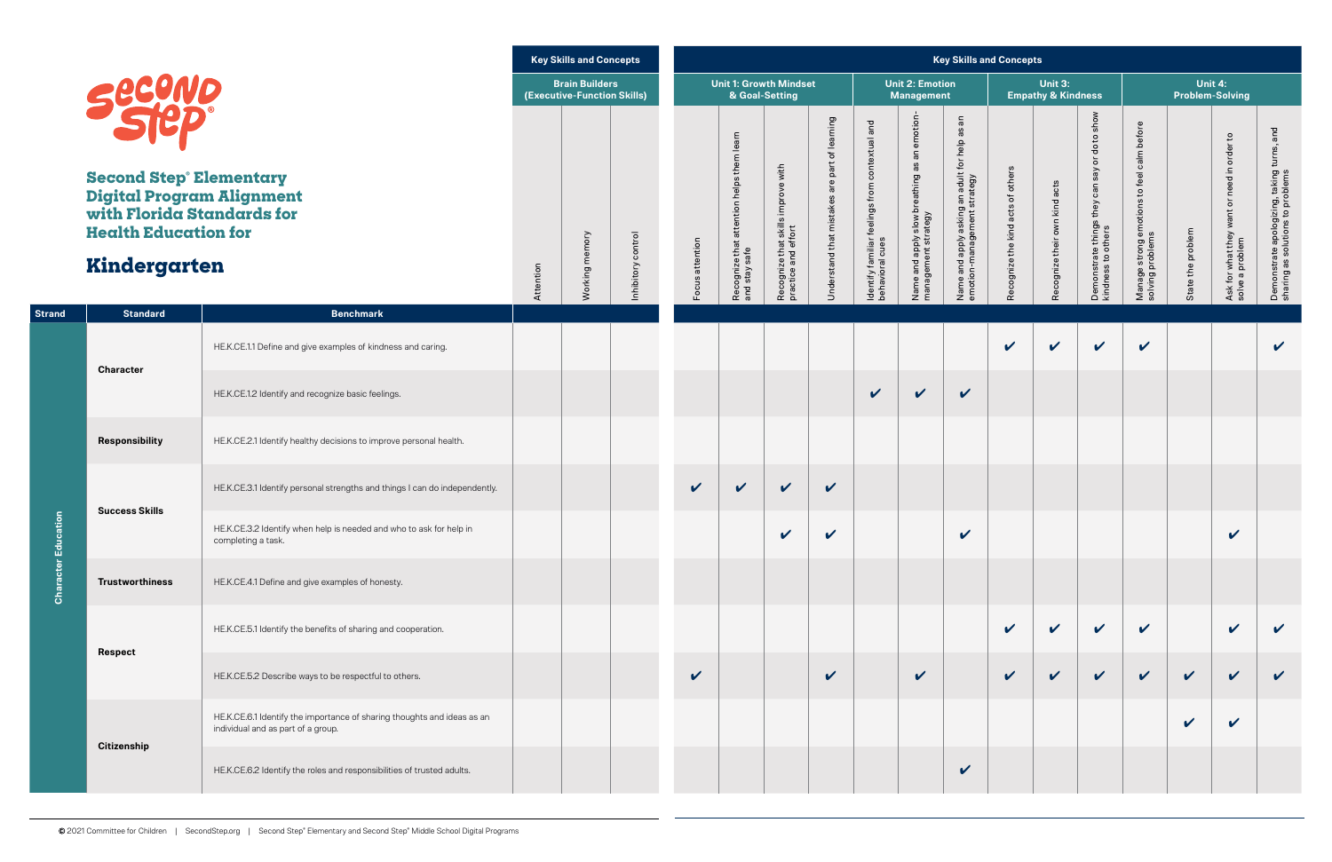# Second Step® Elementary Digital Program Alignment with Florida Standards for Health Education for

## Kindergarten

| Strand | Standard | Benchmark | Key Skills and Concepts | | | Key Skills and Concepts | | | | | | | | | | | | | |
|---|---|---|---|---|---|---|---|---|---|---|---|---|---|---|---|---|---|---|---|
| | | | Brain Builders (Executive-Function Skills) | | | Unit 1: Growth Mindset & Goal-Setting | | | | Unit 2: Emotion Management | | | Unit 3: Empathy & Kindness | | | Unit 4: Problem-Solving | | | |
| | | | Attention | Working memory | Inhibitory control | Focus attention | Recognize that attention helps them learn and stay safe | Recognize that skills improve with practice and effort | Understand that mistakes are part of learning | Identify familiar feelings from contextual and behavioral cues | Name and apply slow breathing as an emotion-management strategy | Name and apply asking an adult for help as an emotion-management strategy | Recognize the kind acts of others | Recognize their own kind acts | Demonstrate things they can say or do to show kindness to others | Manage strong emotions to feel calm before solving problems | State the problem | Ask for what they want or need in order to solve a problem | Demonstrate apologizing, taking turns, and sharing as solutions to problems |
| Character Education | Character | HE.K.CE.1.1 Define and give examples of kindness and caring. | | | | | | | | | | | ✔ | ✔ | ✔ | ✔ | | | ✔ |
| | | HE.K.CE.1.2 Identify and recognize basic feelings. | | | | | | | | ✔ | ✔ | ✔ | | | | | | | |
| | Responsibility | HE.K.CE.2.1 Identify healthy decisions to improve personal health. | | | | | | | | | | | | | | | | | |
| | Success Skills | HE.K.CE.3.1 Identify personal strengths and things I can do independently. | | | | ✔ | ✔ | ✔ | ✔ | | | | | | | | | | |
| | | HE.K.CE.3.2 Identify when help is needed and who to ask for help in completing a task. | | | | | | ✔ | ✔ | | | ✔ | | | | | | ✔ | |
| | Trustworthiness | HE.K.CE.4.1 Define and give examples of honesty. | | | | | | | | | | | | | | | | | |
| | Respect | HE.K.CE.5.1 Identify the benefits of sharing and cooperation. | | | | | | | | | | | ✔ | ✔ | ✔ | ✔ | | ✔ | ✔ |
| | | HE.K.CE.5.2 Describe ways to be respectful to others. | | | | ✔ | | | ✔ | | ✔ | | ✔ | ✔ | ✔ | ✔ | ✔ | ✔ | ✔ |
| | Citizenship | HE.K.CE.6.1 Identify the importance of sharing thoughts and ideas as an individual and as part of a group. | | | | | | | | | | | | | | | ✔ | ✔ | |
| | | HE.K.CE.6.2 Identify the roles and responsibilities of trusted adults. | | | | | | | | | | ✔ | | | | | | | |

© 2021 Committee for Children | SecondStep.org | Second Step® Elementary and Second Step® Middle School Digital Programs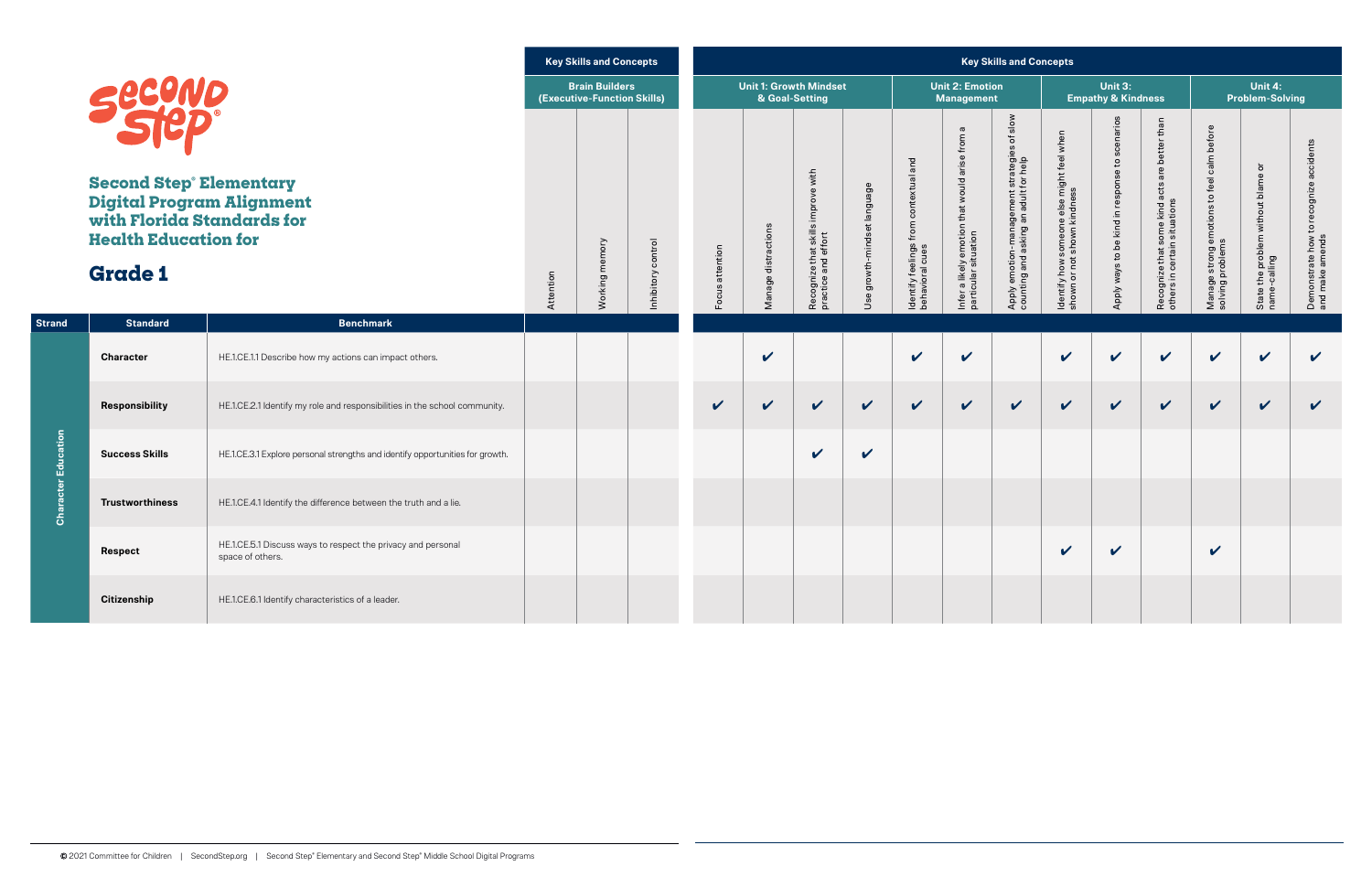# Second Step® Elementary Digital Program Alignment with Florida Standards for Health Education for

# Grade 1

| Strand | Standard | Benchmark | Brain Builders (Executive-Function Skills): Attention | Brain Builders: Working memory | Brain Builders: Inhibitory control | Unit 1: Growth Mindset & Goal-Setting: Focus attention | Unit 1: Manage distractions | Unit 1: Recognize that skills improve with practice and effort | Unit 1: Use growth-mindset language | Unit 2: Emotion Management: Identify feelings from contextual and behavioral cues | Unit 2: Infer a likely emotion that would arise from a particular situation | Unit 2: Apply emotion-management strategies of slow counting and asking an adult for help | Unit 3: Empathy & Kindness: Identify how someone else might feel when shown or not shown kindness | Unit 3: Apply ways to be kind in response to scenarios | Unit 3: Recognize that some kind acts are better than others in certain situations | Unit 4: Problem-Solving: Manage strong emotions to feel calm before solving problems | Unit 4: State the problem without blame or name-calling | Unit 4: Demonstrate how to recognize accidents and make amends |
|---|---|---|---|---|---|---|---|---|---|---|---|---|---|---|---|---|---|---|
| Character Education | Character | HE.1.CE.1.1 Describe how my actions can impact others. | | | | | ✔ | | | ✔ | ✔ | | ✔ | ✔ | ✔ | ✔ | ✔ | ✔ |
| | Responsibility | HE.1.CE.2.1 Identify my role and responsibilities in the school community. | | | | ✔ | ✔ | ✔ | ✔ | ✔ | ✔ | ✔ | ✔ | ✔ | ✔ | ✔ | ✔ | ✔ |
| | Success Skills | HE.1.CE.3.1 Explore personal strengths and identify opportunities for growth. | | | | | | ✔ | ✔ | | | | | | | | | |
| | Trustworthiness | HE.1.CE.4.1 Identify the difference between the truth and a lie. | | | | | | | | | | | | | | | | |
| | Respect | HE.1.CE.5.1 Discuss ways to respect the privacy and personal space of others. | | | | | | | | | | | ✔ | ✔ | | ✔ | | |
| | Citizenship | HE.1.CE.6.1 Identify characteristics of a leader. | | | | | | | | | | | | | | | | |

© 2021 Committee for Children | SecondStep.org | Second Step® Elementary and Second Step® Middle School Digital Programs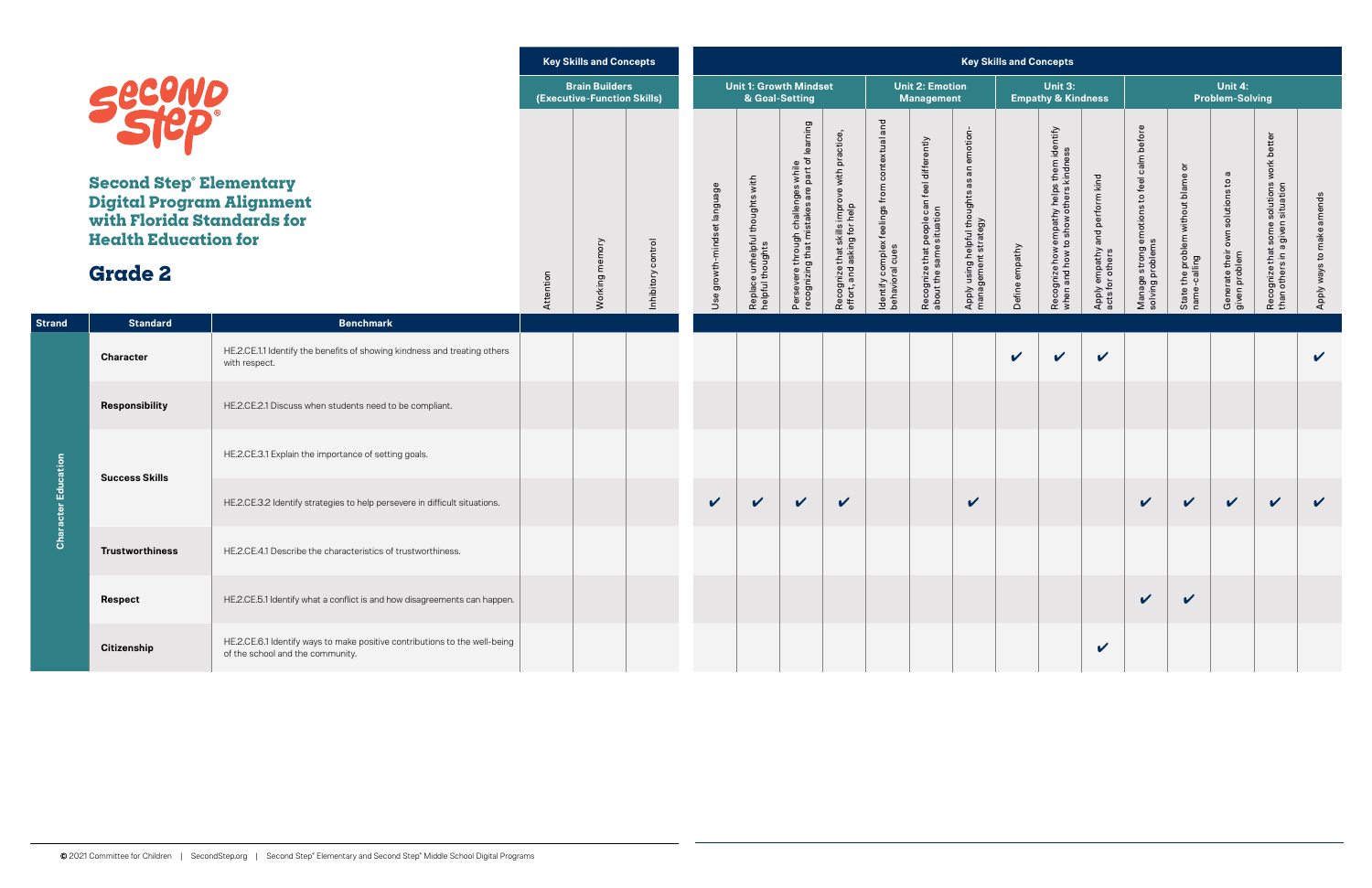# Second Step® Elementary Digital Program Alignment with Florida Standards for Health Education for

## Grade 2

| Strand | Standard | Benchmark | Attention | Working memory | Inhibitory control | Use growth-mindset language | Replace unhelpful thoughts with helpful thoughts | Persevere through challenges while recognizing that mistakes are part of learning | Recognize that skills improve with practice, effort, and asking for help | Identify complex feelings from contextual and behavioral cues | Recognize that people can feel differently about the same situation | Apply using helpful thoughts as an emotion-management strategy | Define empathy | Recognize how empathy helps them identify when and how to show others kindness | Apply empathy and perform kind acts for others | Manage strong emotions to feel calm before solving problems | State the problem without blame or name-calling | Generate their own solutions to a given problem | Recognize that some solutions work better than others in a given situation | Apply ways to make amends |
|---|---|---|---|---|---|---|---|---|---|---|---|---|---|---|---|---|---|---|---|---|
| | | | **Key Skills and Concepts** | | | **Key Skills and Concepts** | | | | | | | | | | | | | | |
| | | | **Brain Builders (Executive-Function Skills)** | | | **Unit 1: Growth Mindset & Goal-Setting** | | | | **Unit 2: Emotion Management** | | | **Unit 3: Empathy & Kindness** | | | **Unit 4: Problem-Solving** | | | | |
| Character Education | Character | HE.2.CE.1.1 Identify the benefits of showing kindness and treating others with respect. | | | | | | | | | | | ✔ | ✔ | ✔ | | | | | ✔ |
| | Responsibility | HE.2.CE.2.1 Discuss when students need to be compliant. | | | | | | | | | | | | | | | | | | |
| | Success Skills | HE.2.CE.3.1 Explain the importance of setting goals. | | | | | | | | | | | | | | | | | | |
| | | HE.2.CE.3.2 Identify strategies to help persevere in difficult situations. | | | | ✔ | ✔ | ✔ | ✔ | | | ✔ | | | | ✔ | ✔ | ✔ | ✔ | ✔ |
| | Trustworthiness | HE.2.CE.4.1 Describe the characteristics of trustworthiness. | | | | | | | | | | | | | | | | | | |
| | Respect | HE.2.CE.5.1 Identify what a conflict is and how disagreements can happen. | | | | | | | | | | | | | | ✔ | ✔ | | | |
| | Citizenship | HE.2.CE.6.1 Identify ways to make positive contributions to the well-being of the school and the community. | | | | | | | | | | | | | ✔ | | | | | |

© 2021 Committee for Children | SecondStep.org | Second Step® Elementary and Second Step® Middle School Digital Programs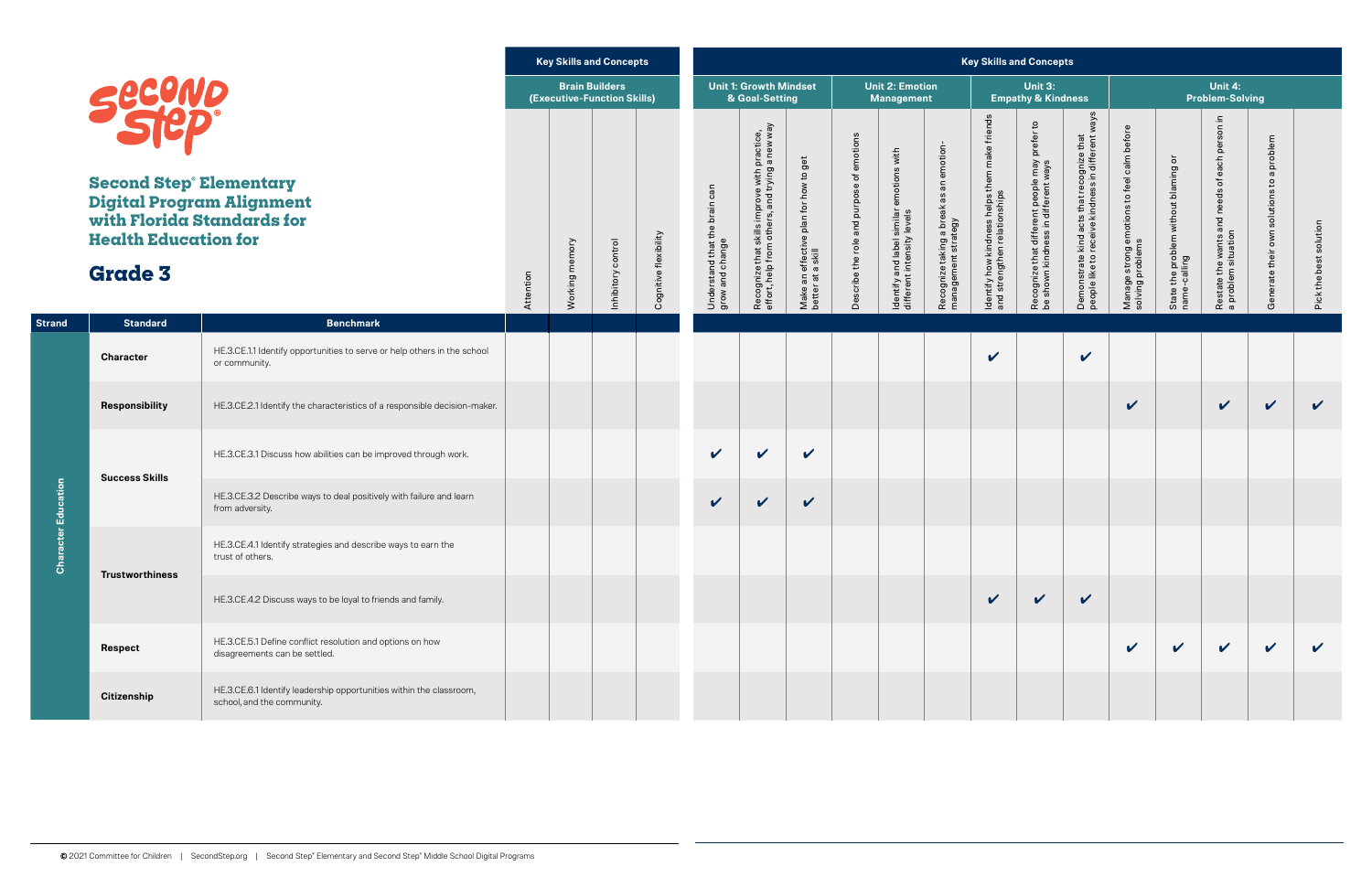# Second Step® Elementary Digital Program Alignment with Florida Standards for Health Education for

## Grade 3

| Strand | Standard | Benchmark | Key Skills and Concepts: Brain Builders (Executive-Function Skills) | | | | Key Skills and Concepts: Unit 1: Growth Mindset & Goal-Setting | | | Unit 2: Emotion Management | | | Unit 3: Empathy & Kindness | | | Unit 4: Problem-Solving | | | | |
|---|---|---|---|---|---|---|---|---|---|---|---|---|---|---|---|---|---|---|---|---|
| | | | Attention | Working memory | Inhibitory control | Cognitive flexibility | Understand that the brain can grow and change | Recognize that skills improve with practice, effort, help from others, and trying a new way | Make an effective plan for how to get better at a skill | Describe the role and purpose of emotions | Identify and label similar emotions with different intensity levels | Recognize taking a break as an emotion-management strategy | Identify how kindness helps them make friends and strengthen relationships | Recognize that different people may prefer to be shown kindness in different ways | Demonstrate kind acts that recognize that people like to receive kindness in different ways | Manage strong emotions to feel calm before solving problems | State the problem without blaming or name-calling | Restate the wants and needs of each person in a problem situation | Generate their own solutions to a problem | Pick the best solution |
| Character Education | Character | HE.3.CE.1.1 Identify opportunities to serve or help others in the school or community. | | | | | | | | | | | ✔ | | ✔ | | | | | |
| Character Education | Responsibility | HE.3.CE.2.1 Identify the characteristics of a responsible decision-maker. | | | | | | | | | | | | | | ✔ | | ✔ | ✔ | ✔ |
| Character Education | Success Skills | HE.3.CE.3.1 Discuss how abilities can be improved through work. | | | | | ✔ | ✔ | ✔ | | | | | | | | | | | |
| Character Education | Success Skills | HE.3.CE.3.2 Describe ways to deal positively with failure and learn from adversity. | | | | | ✔ | ✔ | ✔ | | | | | | | | | | | |
| Character Education | Trustworthiness | HE.3.CE.4.1 Identify strategies and describe ways to earn the trust of others. | | | | | | | | | | | | | | | | | | |
| Character Education | Trustworthiness | HE.3.CE.4.2 Discuss ways to be loyal to friends and family. | | | | | | | | | | | ✔ | ✔ | ✔ | | | | | |
| Character Education | Respect | HE.3.CE.5.1 Define conflict resolution and options on how disagreements can be settled. | | | | | | | | | | | | | | ✔ | ✔ | ✔ | ✔ | ✔ |
| Character Education | Citizenship | HE.3.CE.6.1 Identify leadership opportunities within the classroom, school, and the community. | | | | | | | | | | | | | | | | | | |

© 2021 Committee for Children | SecondStep.org | Second Step® Elementary and Second Step® Middle School Digital Programs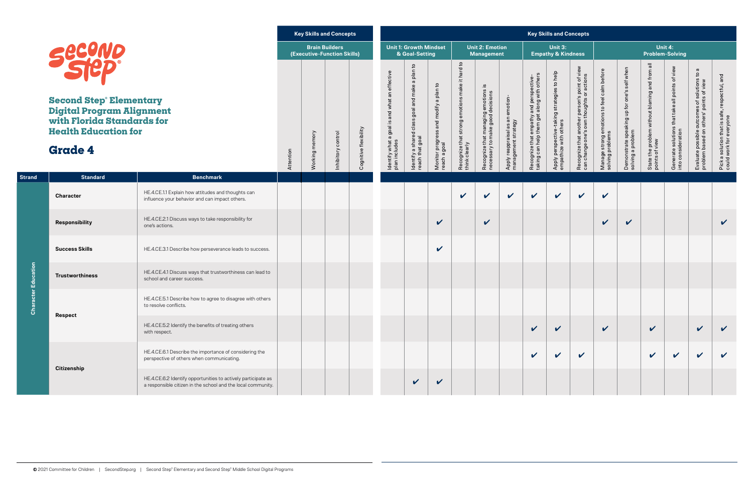# Second Step® Elementary Digital Program Alignment with Florida Standards for Health Education for

## Grade 4

| Strand | Standard | Benchmark | Key Skills and Concepts | | | | | | | | | | | | | | | | | | |
|---|---|---|---|---|---|---|---|---|---|---|---|---|---|---|---|---|---|---|---|---|---|
| | | | Brain Builders (Executive-Function Skills) | | | | Unit 1: Growth Mindset & Goal-Setting | | | Unit 2: Emotion Management | | | Unit 3: Empathy & Kindness | | | Unit 4: Problem-Solving | | | | | |
| | | | Attention | Working memory | Inhibitory control | Cognitive flexibility | Identify what a goal is and what an effective plan includes | Identify a shared class goal and make a plan to reach that goal | Monitor progress and modify a plan to reach a goal | Recognize that strong emotions make it hard to think clearly | Recognize that managing emotions is necessary to make good decisions | Apply reappraisal as an emotion-management strategy | Recognize that empathy and perspective-taking can help them get along with others | Apply perspective-taking strategies to help empathize with others | Recognize that another person's point of view can change one's own thoughts or actions | Manage strong emotions to feel calm before solving problems | Demonstrate speaking up for one's self when solving a problem | State the problem without blaming and from all points of view | Generate solutions that take all points of view into consideration | Evaluate possible outcomes of solutions to a problem based on others' points of view | Pick a solution that is safe, respectful, and could work for everyone |
| Character Education | Character | HE.4.CE.1.1 Explain how attitudes and thoughts can influence your behavior and can impact others. | | | | | | | | ✔ | ✔ | ✔ | ✔ | ✔ | ✔ | ✔ | | | | | |
| | Responsibility | HE.4.CE.2.1 Discuss ways to take responsibility for one's actions. | | | | | | | ✔ | | ✔ | | | | | ✔ | ✔ | | | | ✔ |
| | Success Skills | HE.4.CE.3.1 Describe how perseverance leads to success. | | | | | | | ✔ | | | | | | | | | | | | |
| | Trustworthiness | HE.4.CE.4.1 Discuss ways that trustworthiness can lead to school and career success. | | | | | | | | | | | | | | | | | | | |
| | Respect | HE.4.CE.5.1 Describe how to agree to disagree with others to resolve conflicts. | | | | | | | | | | | | | | | | | | | |
| | | HE.4.CE.5.2 Identify the benefits of treating others with respect. | | | | | | | | | | | ✔ | ✔ | | ✔ | | ✔ | | ✔ | ✔ |
| | Citizenship | HE.4.CE.6.1 Describe the importance of considering the perspective of others when communicating. | | | | | | | | | | | ✔ | ✔ | ✔ | | | ✔ | ✔ | ✔ | ✔ |
| | | HE.4.CE.6.2 Identify opportunities to actively participate as a responsible citizen in the school and the local community. | | | | | | ✔ | ✔ | | | | | | | | | | | | |

© 2021 Committee for Children | SecondStep.org | Second Step® Elementary and Second Step® Middle School Digital Programs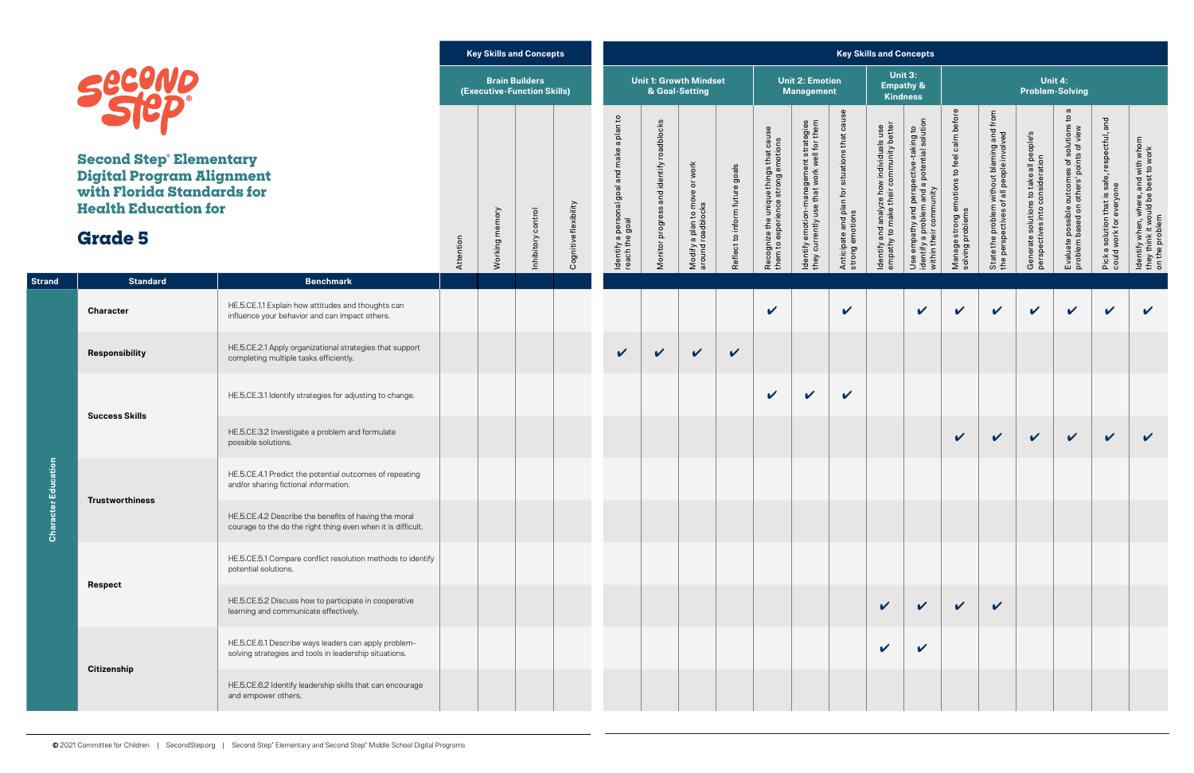# Second Step® Elementary Digital Program Alignment with Florida Standards for Health Education for

## Grade 5

| Strand | Standard | Benchmark | Key Skills and Concepts: Brain Builders (Executive-Function Skills): Attention | Working memory | Inhibitory control | Cognitive flexibility | Key Skills and Concepts: Unit 1: Growth Mindset & Goal-Setting: Identify a personal goal and make a plan to reach the goal | Monitor progress and identify roadblocks | Modify a plan to move or work around roadblocks | Reflect to inform future goals | Unit 2: Emotion Management: Recognize the unique things that cause them to experience strong emotions | Identify emotion-management strategies they currently use that work well for them | Anticipate and plan for situations that cause strong emotions | Unit 3: Empathy & Kindness: Identify and analyze how individuals use empathy to make their community better | Use empathy and perspective-taking to identify a problem and a potential solution within their community | Unit 4: Problem-Solving: Manage strong emotions to feel calm before solving problems | State the problem without blaming and from the perspectives of all people involved | Generate solutions to take all people's perspectives into consideration | Evaluate possible outcomes of solutions to a problem based on others' points of view | Pick a solution that is safe, respectful, and could work for everyone | Identify when, where, and with whom they think it would be best to work on the problem |
|---|---|---|---|---|---|---|---|---|---|---|---|---|---|---|---|---|---|---|---|---|---|
| Character Education | Character | HE.5.CE.1.1 Explain how attitudes and thoughts can influence your behavior and can impact others. | | | | | | | | | ✔ | | ✔ | | ✔ | ✔ | ✔ | ✔ | ✔ | ✔ | ✔ |
| | Responsibility | HE.5.CE.2.1 Apply organizational strategies that support completing multiple tasks efficiently. | | | | | ✔ | ✔ | ✔ | ✔ | | | | | | | | | | | |
| | Success Skills | HE.5.CE.3.1 Identify strategies for adjusting to change. | | | | | | | | | ✔ | ✔ | ✔ | | | | | | | | |
| | | HE.5.CE.3.2 Investigate a problem and formulate possible solutions. | | | | | | | | | | | | | | ✔ | ✔ | ✔ | ✔ | ✔ | ✔ |
| | Trustworthiness | HE.5.CE.4.1 Predict the potential outcomes of repeating and/or sharing fictional information. | | | | | | | | | | | | | | | | | | | |
| | | HE.5.CE.4.2 Describe the benefits of having the moral courage to the do the right thing even when it is difficult. | | | | | | | | | | | | | | | | | | | |
| | Respect | HE.5.CE.5.1 Compare conflict resolution methods to identify potential solutions. | | | | | | | | | | | | | | | | | | | |
| | | HE.5.CE.5.2 Discuss how to participate in cooperative learning and communicate effectively. | | | | | | | | | | | | ✔ | ✔ | ✔ | ✔ | | | | |
| | Citizenship | HE.5.CE.6.1 Describe ways leaders can apply problem-solving strategies and tools in leadership situations. | | | | | | | | | | | | ✔ | ✔ | | | | | | |
| | | HE.5.CE.6.2 Identify leadership skills that can encourage and empower others. | | | | | | | | | | | | | | | | | | | |

© 2021 Committee for Children | SecondStep.org | Second Step® Elementary and Second Step® Middle School Digital Programs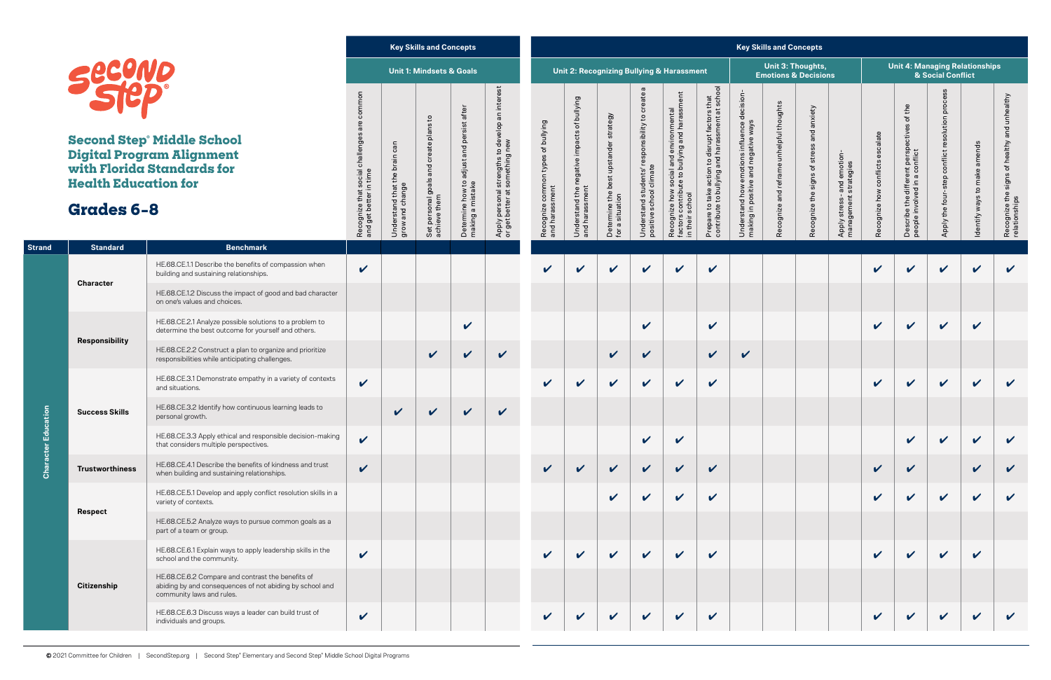# Second Step® Middle School Digital Program Alignment with Florida Standards for Health Education for

## Grades 6–8

| Strand | Standard | Benchmark | Key Skills and Concepts | | | | | | | | | | | | | | | | | | | |
|---|---|---|---|---|---|---|---|---|---|---|---|---|---|---|---|---|---|---|---|---|---|---|
| | | | Unit 1: Mindsets & Goals | | | | | Unit 2: Recognizing Bullying & Harassment | | | | | | Unit 3: Thoughts, Emotions & Decisions | | | | Unit 4: Managing Relationships & Social Conflict | | | | |
| | | | Recognize that social challenges are common and get better in time | Understand that the brain can grow and change | Set personal goals and create plans to achieve them | Determine how to adjust and persist after making a mistake | Apply personal strengths to develop an interest or get better at something new | Recognize common types of bullying and harassment | Understand the negative impacts of bullying and harassment | Determine the best upstander strategy for a situation | Understand students' responsibility to create a positive school climate | Recognize how social and environmental factors contribute to bullying and harassment in their school | Prepare to take action to disrupt factors that contribute to bullying and harassment at school | Understand how emotions influence decision-making in positive and negative ways | Recognize and reframe unhelpful thoughts | Recognize the signs of stress and anxiety | Apply stress- and emotion-management strategies | Recognize how conflicts escalate | Describe the different perspectives of the people involved in a conflict | Apply the four-step conflict resolution process | Identify ways to make amends | Recognize the signs of healthy and unhealthy relationships |
| Character Education | Character | HE.68.CE.1.1 Describe the benefits of compassion when building and sustaining relationships. | ✔ | | | | | ✔ | ✔ | ✔ | ✔ | ✔ | ✔ | | | | | ✔ | ✔ | ✔ | ✔ | ✔ |
| | | HE.68.CE.1.2 Discuss the impact of good and bad character on one's values and choices. | | | | | | | | | | | | | | | | | | | | |
| | Responsibility | HE.68.CE.2.1 Analyze possible solutions to a problem to determine the best outcome for yourself and others. | | | | ✔ | | | | | ✔ | | ✔ | | | | | ✔ | ✔ | ✔ | ✔ | |
| | | HE.68.CE.2.2 Construct a plan to organize and prioritize responsibilities while anticipating challenges. | | | ✔ | ✔ | ✔ | | | ✔ | ✔ | | ✔ | ✔ | | | | | | | | |
| | Success Skills | HE.68.CE.3.1 Demonstrate empathy in a variety of contexts and situations. | ✔ | | | | | ✔ | ✔ | ✔ | ✔ | ✔ | ✔ | | | | | ✔ | ✔ | ✔ | ✔ | ✔ |
| | | HE.68.CE.3.2 Identify how continuous learning leads to personal growth. | | ✔ | ✔ | ✔ | ✔ | | | | | | | | | | | | | | | |
| | | HE.68.CE.3.3 Apply ethical and responsible decision-making that considers multiple perspectives. | ✔ | | | | | | | | ✔ | ✔ | | | | | | | ✔ | ✔ | ✔ | ✔ |
| | Trustworthiness | HE.68.CE.4.1 Describe the benefits of kindness and trust when building and sustaining relationships. | ✔ | | | | | ✔ | ✔ | ✔ | ✔ | ✔ | ✔ | | | | | ✔ | ✔ | | ✔ | ✔ |
| | Respect | HE.68.CE.5.1 Develop and apply conflict resolution skills in a variety of contexts. | | | | | | | | ✔ | ✔ | ✔ | ✔ | | | | | ✔ | ✔ | ✔ | ✔ | ✔ |
| | | HE.68.CE.5.2 Analyze ways to pursue common goals as a part of a team or group. | | | | | | | | | | | | | | | | | | | | |
| | Citizenship | HE.68.CE.6.1 Explain ways to apply leadership skills in the school and the community. | ✔ | | | | | ✔ | ✔ | ✔ | ✔ | ✔ | ✔ | | | | | ✔ | ✔ | ✔ | ✔ | |
| | | HE.68.CE.6.2 Compare and contrast the benefits of abiding by and consequences of not abiding by school and community laws and rules. | | | | | | | | | | | | | | | | | | | | |
| | | HE.68.CE.6.3 Discuss ways a leader can build trust of individuals and groups. | ✔ | | | | | ✔ | ✔ | ✔ | ✔ | ✔ | ✔ | | | | | ✔ | ✔ | ✔ | ✔ | ✔ |

© 2021 Committee for Children | SecondStep.org | Second Step® Elementary and Second Step® Middle School Digital Programs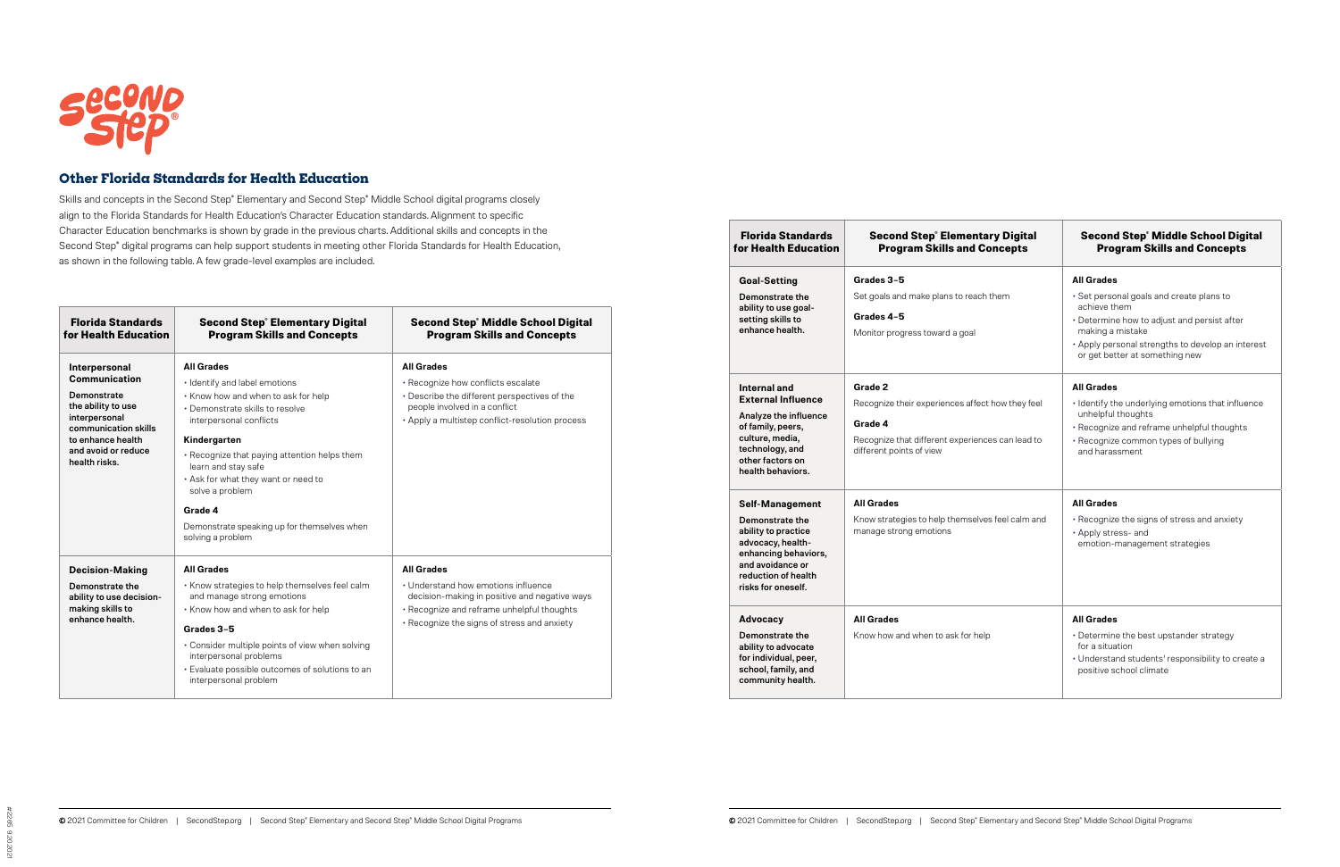## Other Florida Standards for Health Education

Skills and concepts in the Second Step® Elementary and Second Step® Middle School digital programs closely align to the Florida Standards for Health Education's Character Education standards. Alignment to specific Character Education benchmarks is shown by grade in the previous charts. Additional skills and concepts in the Second Step® digital programs can help support students in meeting other Florida Standards for Health Education, as shown in the following table. A few grade-level examples are included.

| Florida Standards for Health Education | Second Step® Elementary Digital Program Skills and Concepts | Second Step® Middle School Digital Program Skills and Concepts |
|---|---|---|
| **Interpersonal Communication**<br>**Demonstrate the ability to use interpersonal communication skills to enhance health and avoid or reduce health risks.** | **All Grades**<br>• Identify and label emotions<br>• Know how and when to ask for help<br>• Demonstrate skills to resolve interpersonal conflicts<br>**Kindergarten**<br>• Recognize that paying attention helps them learn and stay safe<br>• Ask for what they want or need to solve a problem<br>**Grade 4**<br>Demonstrate speaking up for themselves when solving a problem | **All Grades**<br>• Recognize how conflicts escalate<br>• Describe the different perspectives of the people involved in a conflict<br>• Apply a multistep conflict-resolution process |
| **Decision-Making**<br>**Demonstrate the ability to use decision-making skills to enhance health.** | **All Grades**<br>• Know strategies to help themselves feel calm and manage strong emotions<br>• Know how and when to ask for help<br>**Grades 3–5**<br>• Consider multiple points of view when solving interpersonal problems<br>• Evaluate possible outcomes of solutions to an interpersonal problem | **All Grades**<br>• Understand how emotions influence decision-making in positive and negative ways<br>• Recognize and reframe unhelpful thoughts<br>• Recognize the signs of stress and anxiety |
| **Goal-Setting**<br>**Demonstrate the ability to use goal-setting skills to enhance health.** | **Grades 3–5**<br>Set goals and make plans to reach them<br>**Grades 4–5**<br>Monitor progress toward a goal | **All Grades**<br>• Set personal goals and create plans to achieve them<br>• Determine how to adjust and persist after making a mistake<br>• Apply personal strengths to develop an interest or get better at something new |
| **Internal and External Influence**<br>**Analyze the influence of family, peers, culture, media, technology, and other factors on health behaviors.** | **Grade 2**<br>Recognize their experiences affect how they feel<br>**Grade 4**<br>Recognize that different experiences can lead to different points of view | **All Grades**<br>• Identify the underlying emotions that influence unhelpful thoughts<br>• Recognize and reframe unhelpful thoughts<br>• Recognize common types of bullying and harassment |
| **Self-Management**<br>**Demonstrate the ability to practice advocacy, health-enhancing behaviors, and avoidance or reduction of health risks for oneself.** | **All Grades**<br>Know strategies to help themselves feel calm and manage strong emotions | **All Grades**<br>• Recognize the signs of stress and anxiety<br>• Apply stress- and emotion-management strategies |
| **Advocacy**<br>**Demonstrate the ability to advocate for individual, peer, school, family, and community health.** | **All Grades**<br>Know how and when to ask for help | **All Grades**<br>• Determine the best upstander strategy for a situation<br>• Understand students' responsibility to create a positive school climate |